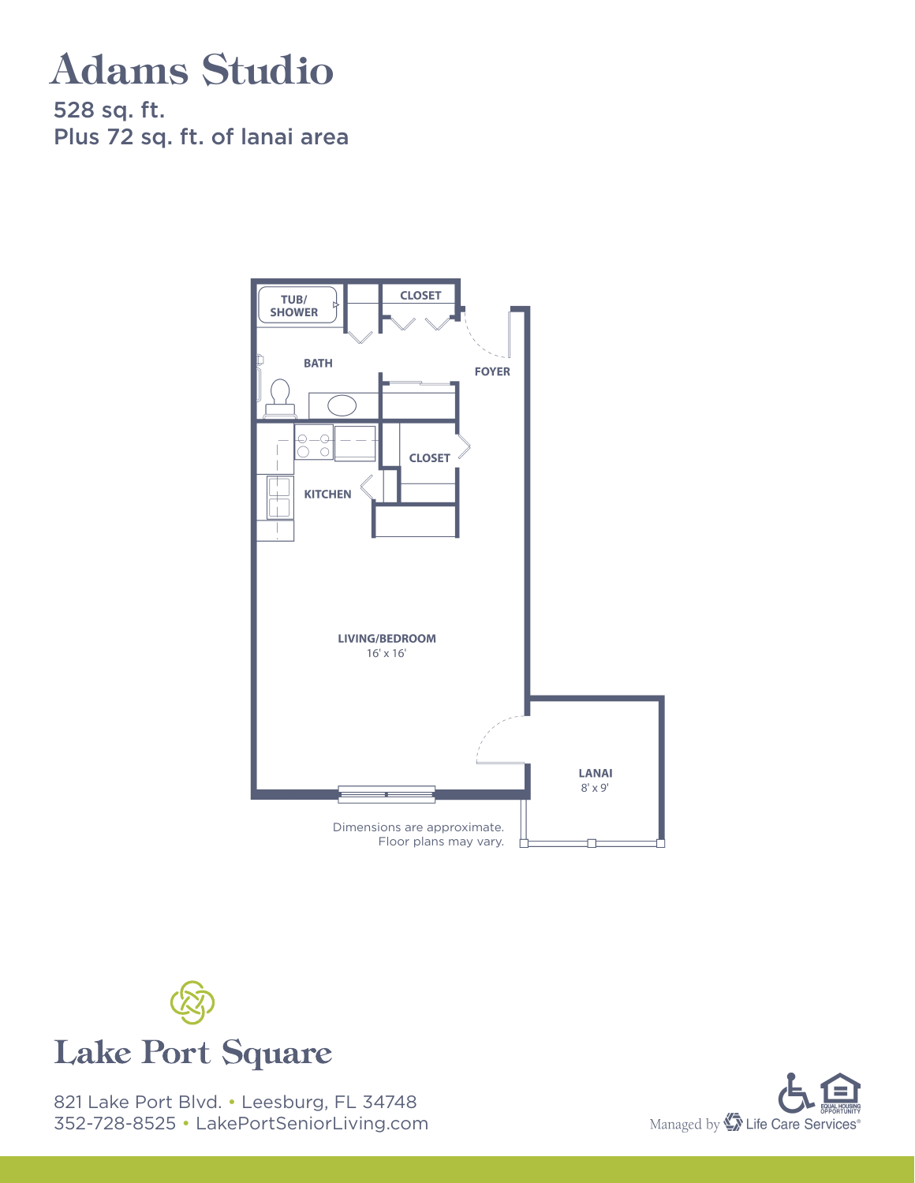# Adams Studio

528 sq. ft.
Plus 72 sq. ft. of lanai area

TUB/ SHOWER

CLOSET

BATH

FOYER

CLOSET

KITCHEN

LIVING/BEDROOM
16' x 16'

LANAI
8' x 9'

Dimensions are approximate.
Floor plans may vary.

## Lake Port Square

821 Lake Port Blvd. • Leesburg, FL 34748
352-728-8525 • LakePortSeniorLiving.com

EQUAL HOUSING OPPORTUNITY

Managed by Life Care Services®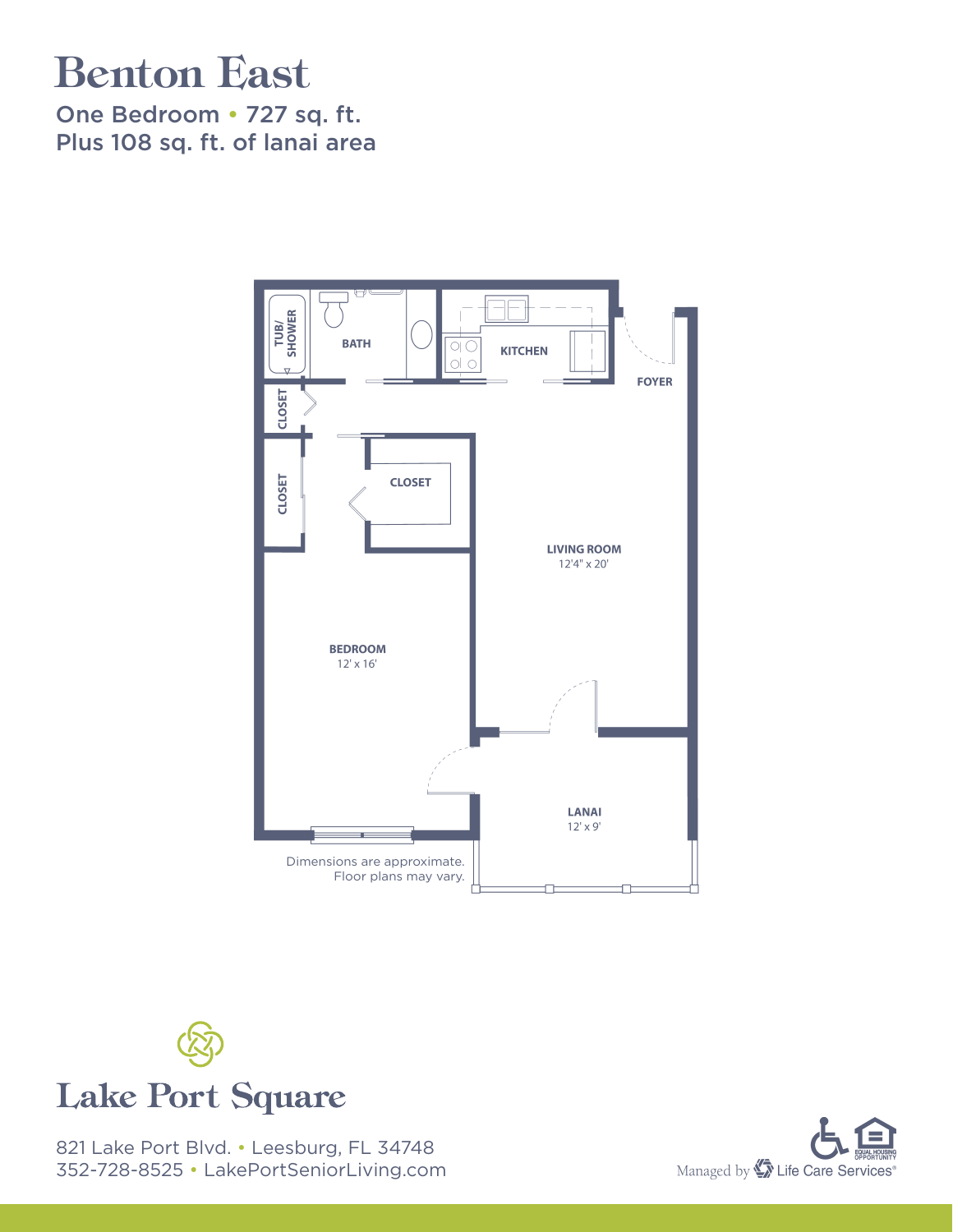# Benton East

One Bedroom • 727 sq. ft.
Plus 108 sq. ft. of lanai area

TUB/ SHOWER

BATH

KITCHEN

FOYER

CLOSET

CLOSET

CLOSET

LIVING ROOM
12'4" x 20'

BEDROOM
12' x 16'

LANAI
12' x 9'

Dimensions are approximate.
Floor plans may vary.

Lake Port Square

821 Lake Port Blvd. • Leesburg, FL 34748
352-728-8525 • LakePortSeniorLiving.com

EQUAL HOUSING OPPORTUNITY

Managed by Life Care Services®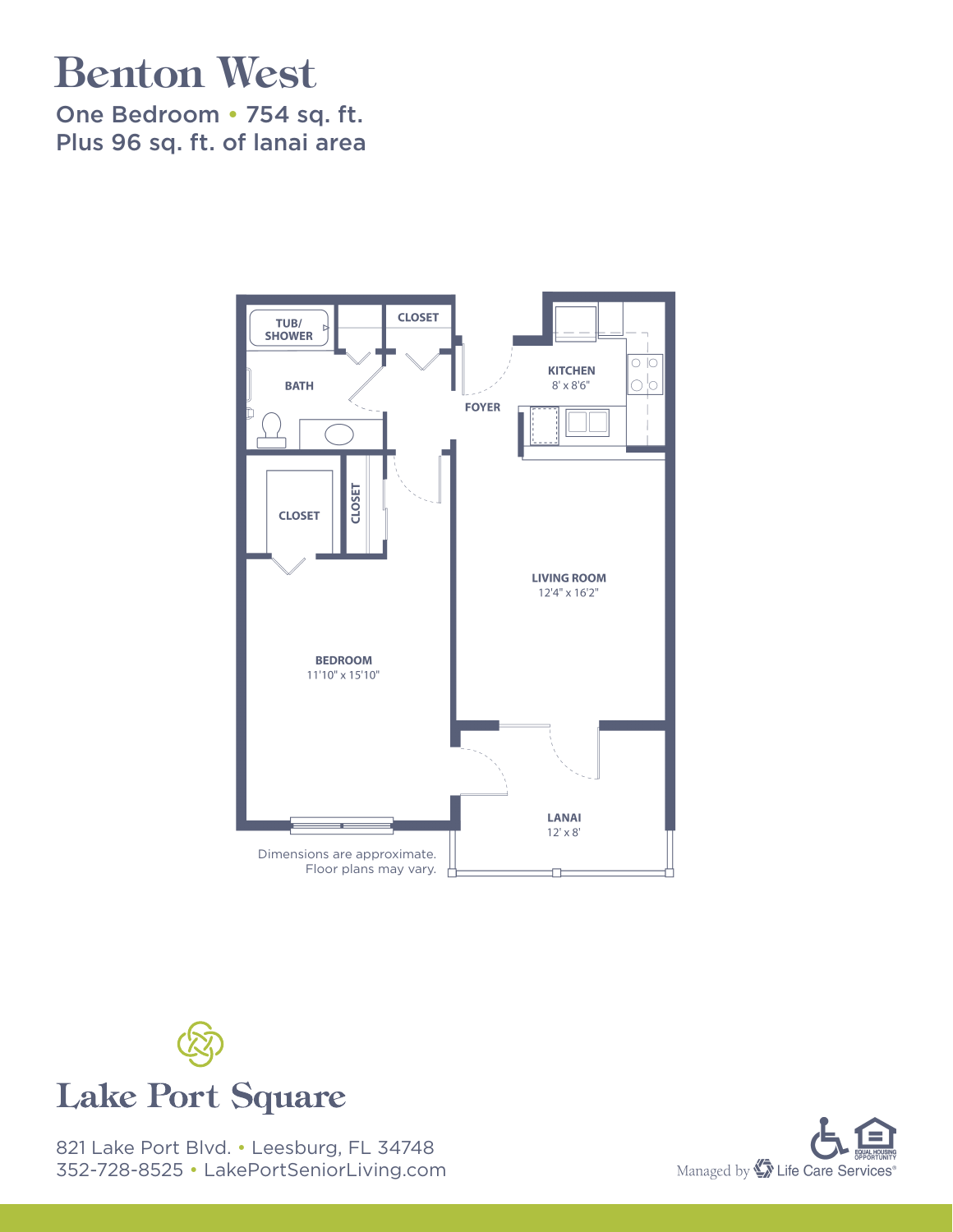# Benton West

One Bedroom • 754 sq. ft.
Plus 96 sq. ft. of lanai area

TUB/ SHOWER

CLOSET

BATH

KITCHEN
8' x 8'6"

FOYER

CLOSET

CLOSET

LIVING ROOM
12'4" x 16'2"

BEDROOM
11'10" x 15'10"

LANAI
12' x 8'

Dimensions are approximate.
Floor plans may vary.

Lake Port Square

821 Lake Port Blvd. • Leesburg, FL 34748
352-728-8525 • LakePortSeniorLiving.com

Managed by Life Care Services®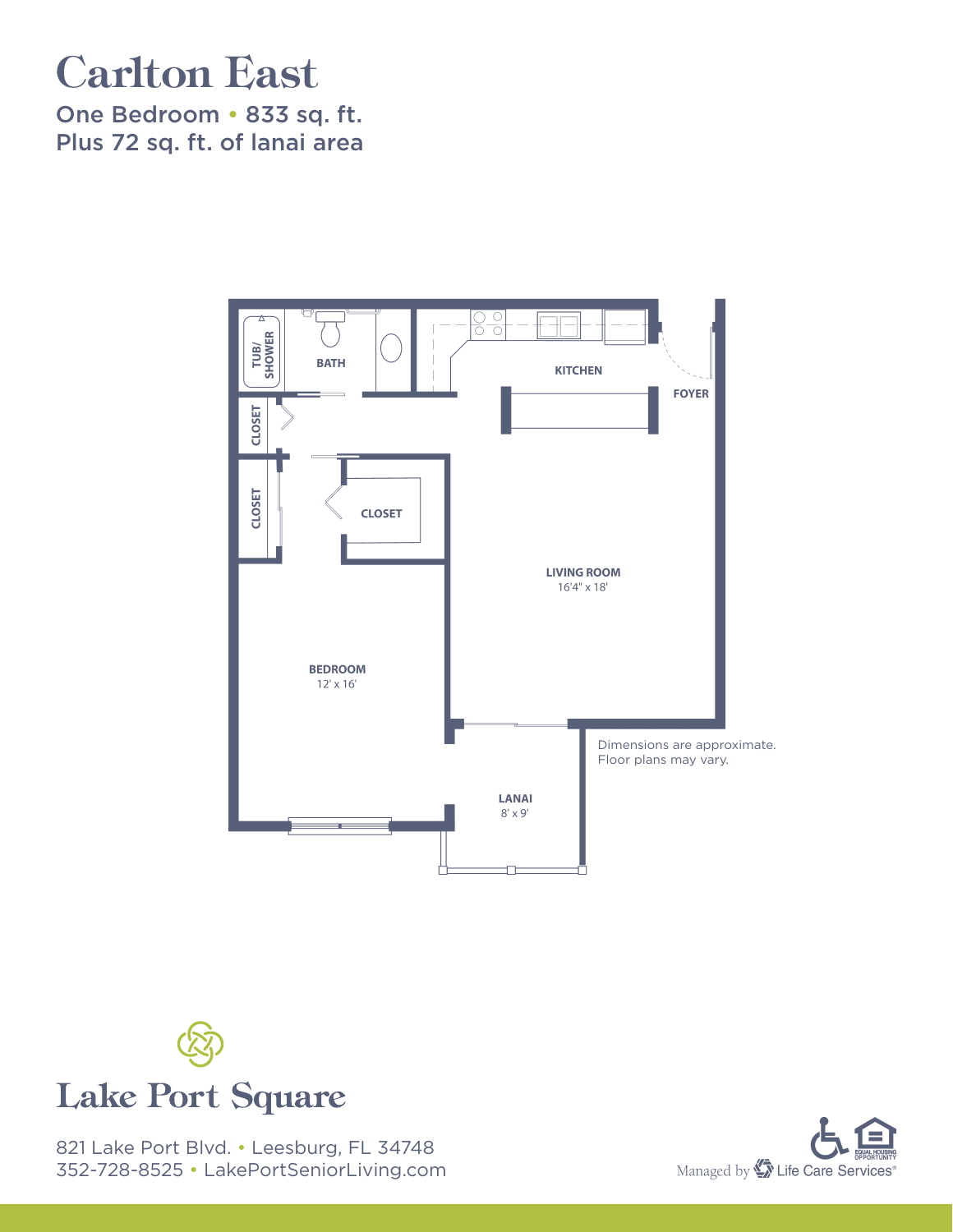# Carlton East

One Bedroom • 833 sq. ft.
Plus 72 sq. ft. of lanai area

TUB/ SHOWER

BATH

KITCHEN

FOYER

CLOSET

CLOSET

CLOSET

LIVING ROOM
16'4" x 18'

BEDROOM
12' x 16'

LANAI
8' x 9'

Dimensions are approximate.
Floor plans may vary.

## Lake Port Square

821 Lake Port Blvd. • Leesburg, FL 34748
352-728-8525 • LakePortSeniorLiving.com

EQUAL HOUSING OPPORTUNITY

Managed by Life Care Services®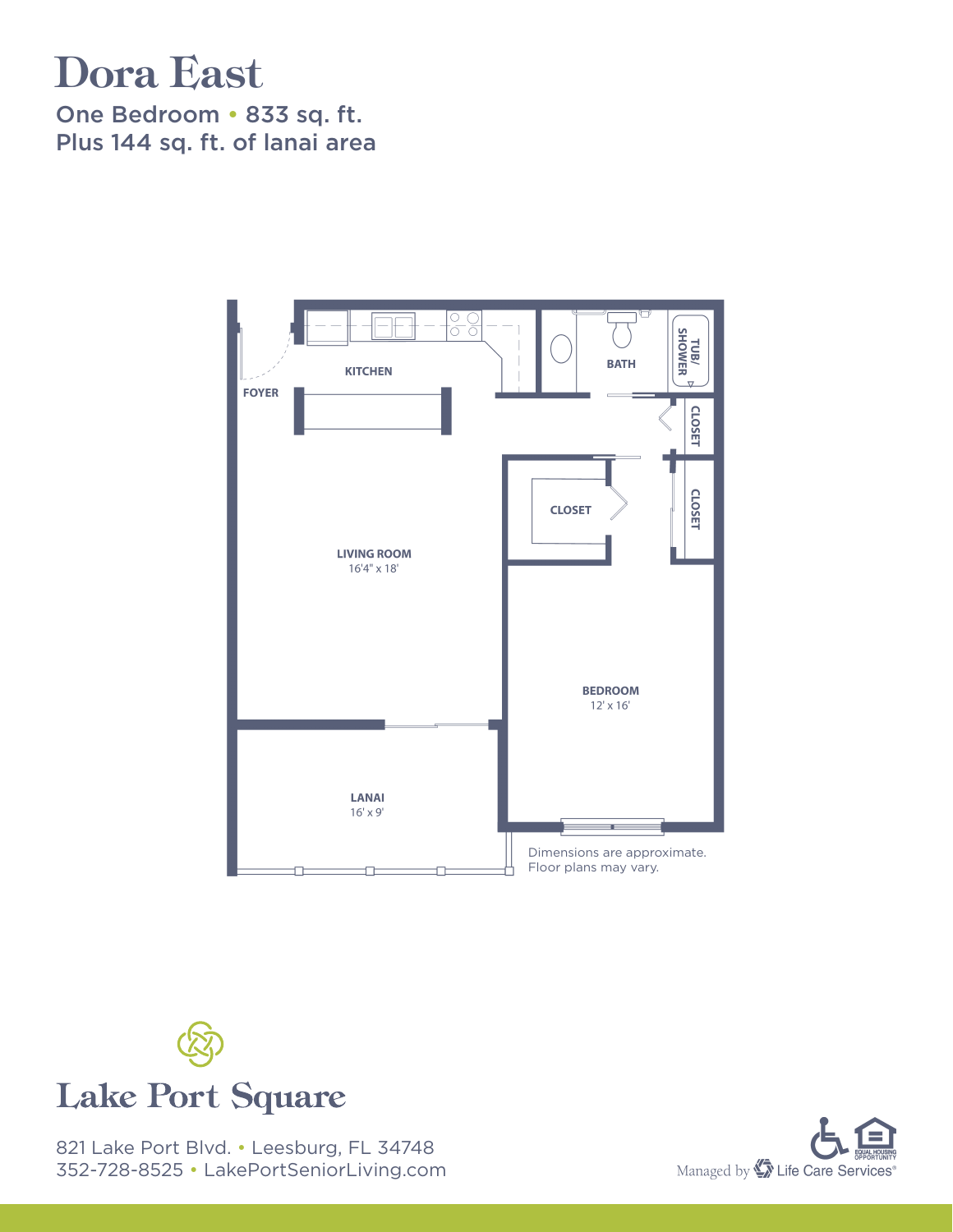# Dora East

One Bedroom • 833 sq. ft.
Plus 144 sq. ft. of lanai area

KITCHEN

BATH

TUB/ SHOWER

FOYER

CLOSET

CLOSET

CLOSET

LIVING ROOM
16'4" x 18'

BEDROOM
12' x 16'

LANAI
16' x 9'

Dimensions are approximate.
Floor plans may vary.

## Lake Port Square

821 Lake Port Blvd. • Leesburg, FL 34748
352-728-8525 • LakePortSeniorLiving.com

Managed by Life Care Services®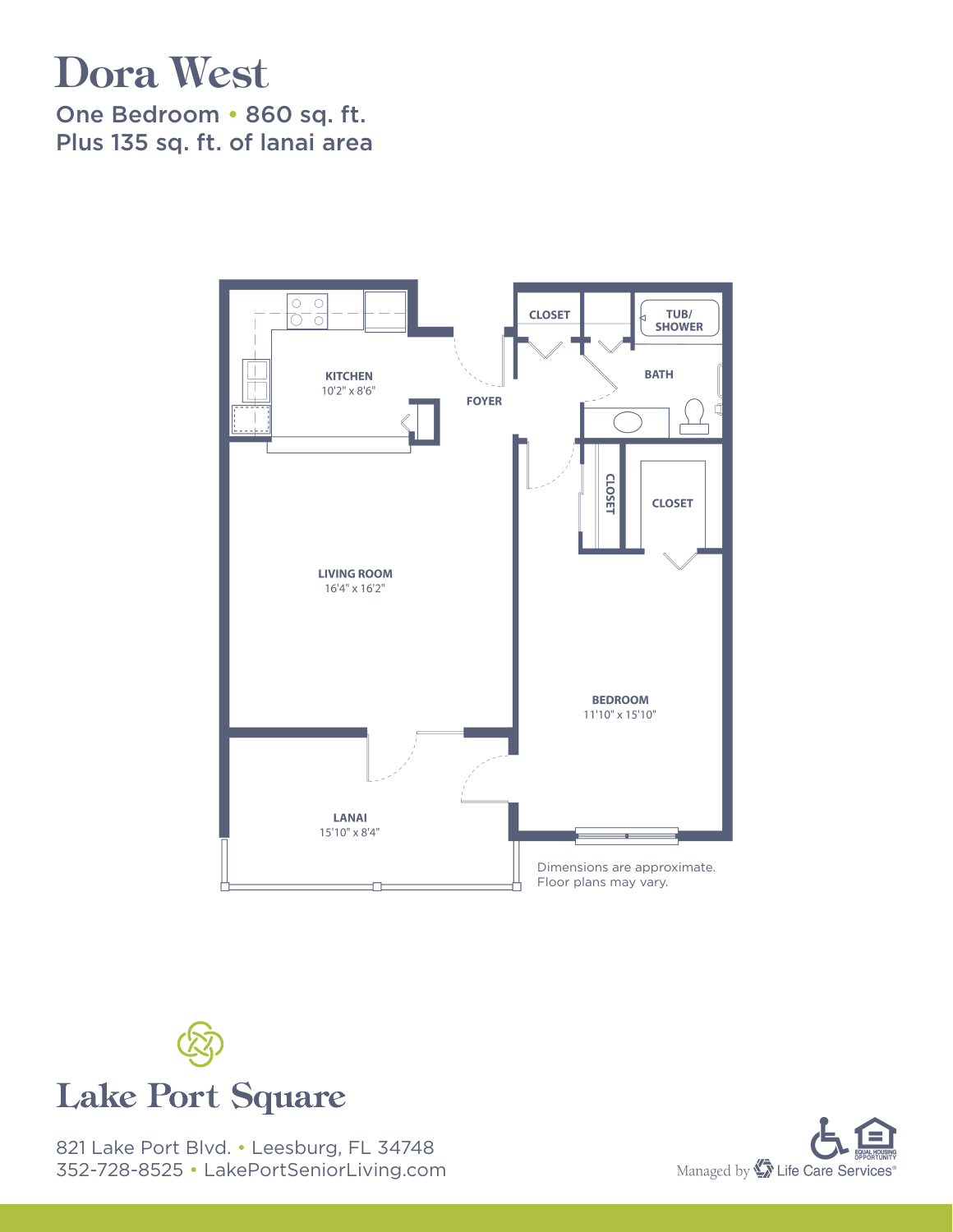# Dora West

One Bedroom • 860 sq. ft.
Plus 135 sq. ft. of lanai area

KITCHEN
10'2" x 8'6"

FOYER

CLOSET

TUB/
SHOWER

BATH

CLOSET

CLOSET

LIVING ROOM
16'4" x 16'2"

BEDROOM
11'10" x 15'10"

LANAI
15'10" x 8'4"

Dimensions are approximate.
Floor plans may vary.

Lake Port Square

821 Lake Port Blvd. • Leesburg, FL 34748
352-728-8525 • LakePortSeniorLiving.com

Managed by Life Care Services®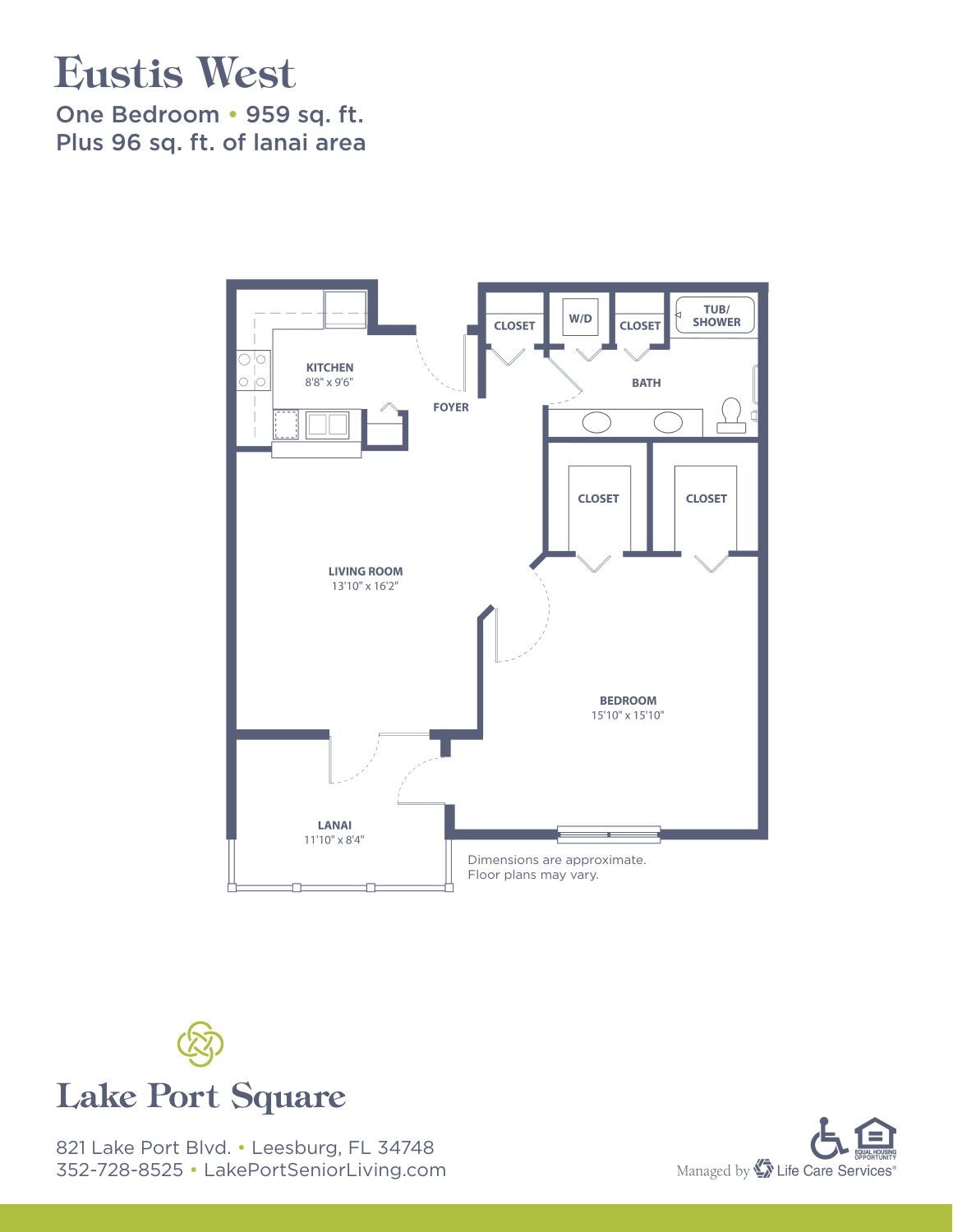# Eustis West

One Bedroom • 959 sq. ft.
Plus 96 sq. ft. of lanai area

KITCHEN
8'8" x 9'6"

FOYER

CLOSET

W/D

CLOSET

TUB/ SHOWER

BATH

CLOSET

CLOSET

LIVING ROOM
13'10" x 16'2"

BEDROOM
15'10" x 15'10"

LANAI
11'10" x 8'4"

Dimensions are approximate.
Floor plans may vary.

Lake Port Square

821 Lake Port Blvd. • Leesburg, FL 34748
352-728-8525 • LakePortSeniorLiving.com

Managed by Life Care Services®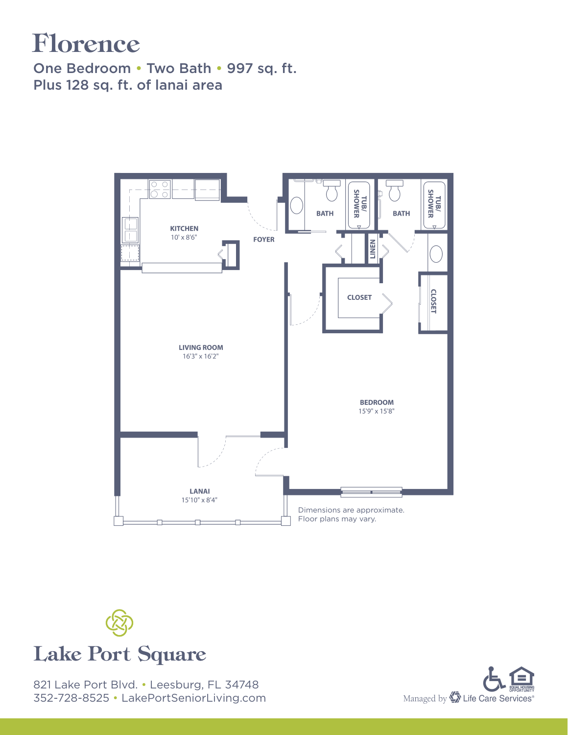# Florence

One Bedroom • Two Bath • 997 sq. ft.
Plus 128 sq. ft. of lanai area

KITCHEN
10' x 8'6"

FOYER

BATH

TUB/SHOWER

BATH

TUB/SHOWER

LINEN

CLOSET

CLOSET

LIVING ROOM
16'3" x 16'2"

BEDROOM
15'9" x 15'8"

LANAI
15'10" x 8'4"

Dimensions are approximate.
Floor plans may vary.

Lake Port Square

821 Lake Port Blvd. • Leesburg, FL 34748
352-728-8525 • LakePortSeniorLiving.com

EQUAL HOUSING OPPORTUNITY

Managed by Life Care Services®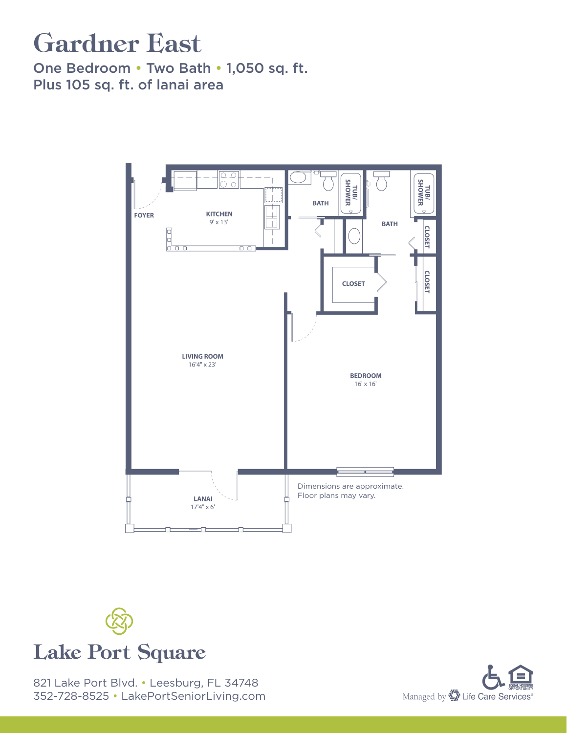# Gardner East

One Bedroom • Two Bath • 1,050 sq. ft.
Plus 105 sq. ft. of lanai area

FOYER

KITCHEN
9' x 13'

BATH

TUB/SHOWER

BATH

TUB/SHOWER

CLOSET

CLOSET

CLOSET

LIVING ROOM
16'4" x 23'

BEDROOM
16' x 16'

LANAI
17'4" x 6'

Dimensions are approximate.
Floor plans may vary.

Lake Port Square

821 Lake Port Blvd. • Leesburg, FL 34748
352-728-8525 • LakePortSeniorLiving.com

Managed by Life Care Services®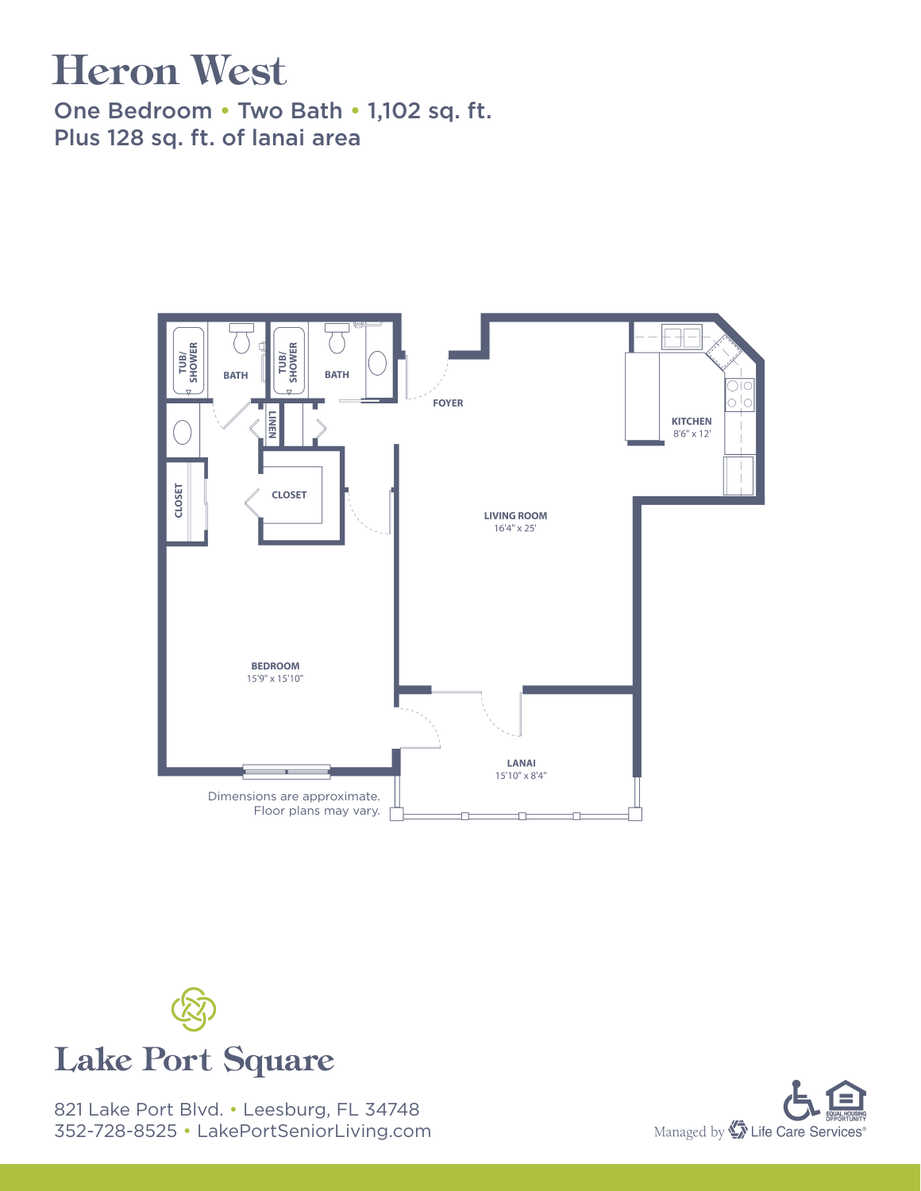# Heron West

One Bedroom • Two Bath • 1,102 sq. ft.
Plus 128 sq. ft. of lanai area

TUB/ SHOWER

BATH

TUB/ SHOWER

BATH

FOYER

LINEN

KITCHEN
8'6" x 12'

CLOSET

CLOSET

LIVING ROOM
16'4" x 25'

BEDROOM
15'9" x 15'10"

LANAI
15'10" x 8'4"

Dimensions are approximate.
Floor plans may vary.

Lake Port Square

821 Lake Port Blvd. • Leesburg, FL 34748
352-728-8525 • LakePortSeniorLiving.com

EQUAL HOUSING OPPORTUNITY

Managed by Life Care Services®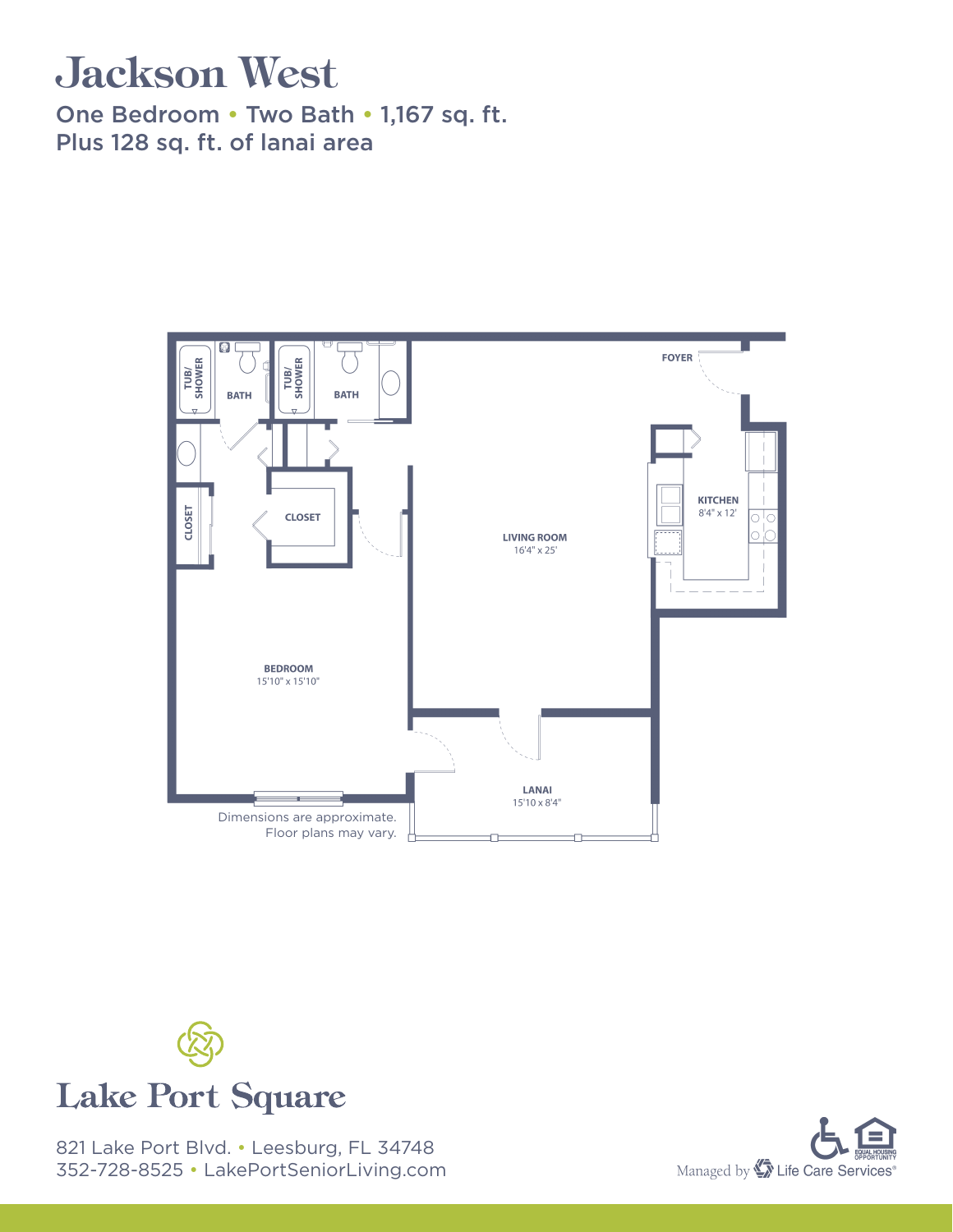# Jackson West

One Bedroom • Two Bath • 1,167 sq. ft.
Plus 128 sq. ft. of lanai area

FOYER

TUB/ SHOWER

BATH

TUB/ SHOWER

BATH

CLOSET

CLOSET

KITCHEN
8'4" x 12'

LIVING ROOM
16'4" x 25'

BEDROOM
15'10" x 15'10"

LANAI
15'10 x 8'4"

Dimensions are approximate.
Floor plans may vary.

Lake Port Square

821 Lake Port Blvd. • Leesburg, FL 34748
352-728-8525 • LakePortSeniorLiving.com

EQUAL HOUSING OPPORTUNITY

Managed by Life Care Services®